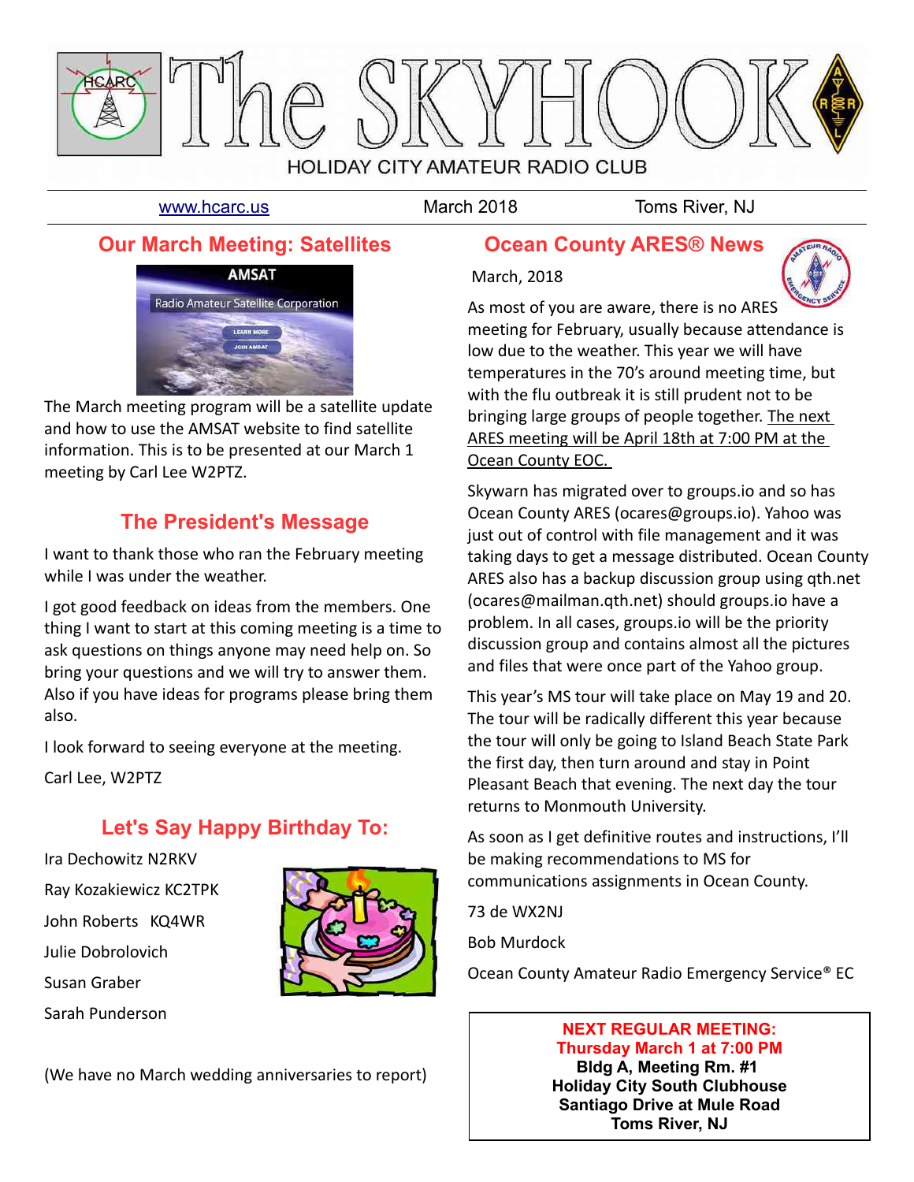# The SKYHOOK

HOLIDAY CITY AMATEUR RADIO CLUB

www.hcarc.us March 2018 Toms River, NJ

## Our March Meeting: Satellites

The March meeting program will be a satellite update and how to use the AMSAT website to find satellite information. This is to be presented at our March 1 meeting by Carl Lee W2PTZ.

## The President's Message

I want to thank those who ran the February meeting while I was under the weather.

I got good feedback on ideas from the members. One thing I want to start at this coming meeting is a time to ask questions on things anyone may need help on. So bring your questions and we will try to answer them. Also if you have ideas for programs please bring them also.

I look forward to seeing everyone at the meeting.

Carl Lee, W2PTZ

## Let's Say Happy Birthday To:

Ira Dechowitz N2RKV

Ray Kozakiewicz KC2TPK

John Roberts KQ4WR

Julie Dobrolovich

Susan Graber

Sarah Punderson

(We have no March wedding anniversaries to report)

## Ocean County ARES® News

March, 2018

As most of you are aware, there is no ARES meeting for February, usually because attendance is low due to the weather. This year we will have temperatures in the 70's around meeting time, but with the flu outbreak it is still prudent not to be bringing large groups of people together. The next ARES meeting will be April 18th at 7:00 PM at the Ocean County EOC.

Skywarn has migrated over to groups.io and so has Ocean County ARES (ocares@groups.io). Yahoo was just out of control with file management and it was taking days to get a message distributed. Ocean County ARES also has a backup discussion group using qth.net (ocares@mailman.qth.net) should groups.io have a problem. In all cases, groups.io will be the priority discussion group and contains almost all the pictures and files that were once part of the Yahoo group.

This year's MS tour will take place on May 19 and 20. The tour will be radically different this year because the tour will only be going to Island Beach State Park the first day, then turn around and stay in Point Pleasant Beach that evening. The next day the tour returns to Monmouth University.

As soon as I get definitive routes and instructions, I'll be making recommendations to MS for communications assignments in Ocean County.

73 de WX2NJ

Bob Murdock

Ocean County Amateur Radio Emergency Service® EC

**NEXT REGULAR MEETING:**
**Thursday March 1 at 7:00 PM**
**Bldg A, Meeting Rm. #1**
**Holiday City South Clubhouse**
**Santiago Drive at Mule Road**
**Toms River, NJ**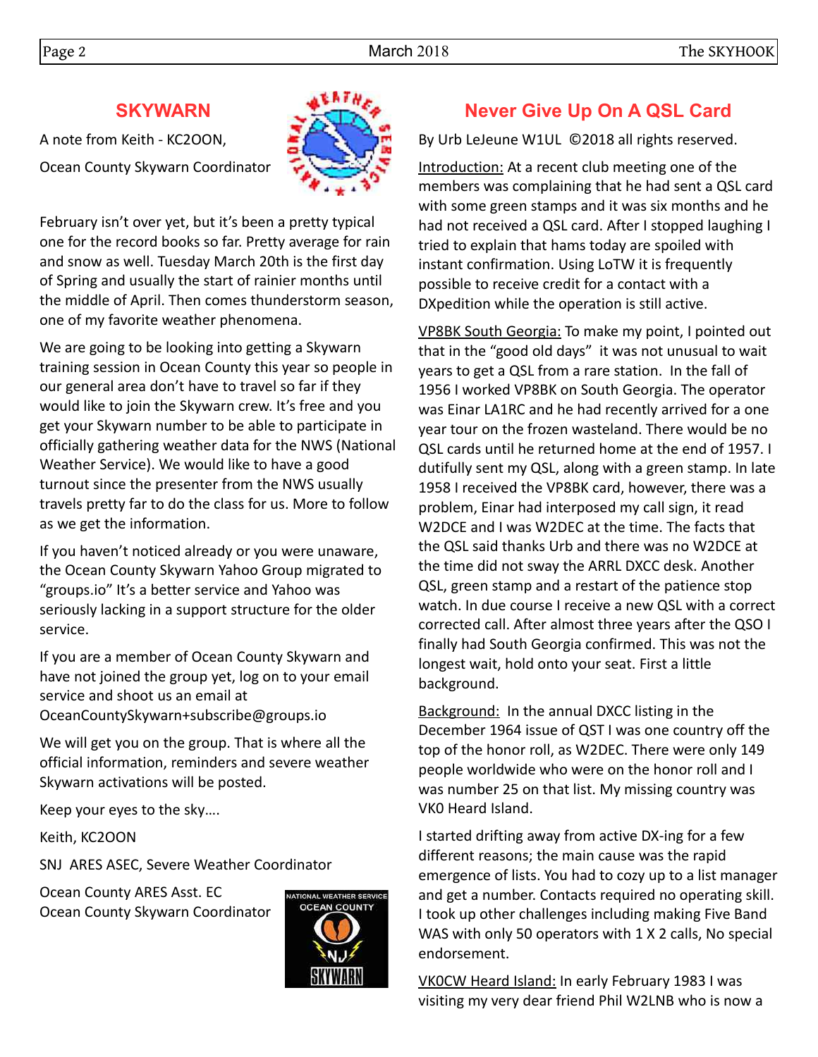## SKYWARN

A note from Keith - KC2OON,

Ocean County Skywarn Coordinator

February isn't over yet, but it's been a pretty typical one for the record books so far. Pretty average for rain and snow as well. Tuesday March 20th is the first day of Spring and usually the start of rainier months until the middle of April. Then comes thunderstorm season, one of my favorite weather phenomena.

We are going to be looking into getting a Skywarn training session in Ocean County this year so people in our general area don't have to travel so far if they would like to join the Skywarn crew. It's free and you get your Skywarn number to be able to participate in officially gathering weather data for the NWS (National Weather Service). We would like to have a good turnout since the presenter from the NWS usually travels pretty far to do the class for us. More to follow as we get the information.

If you haven't noticed already or you were unaware, the Ocean County Skywarn Yahoo Group migrated to "groups.io" It's a better service and Yahoo was seriously lacking in a support structure for the older service.

If you are a member of Ocean County Skywarn and have not joined the group yet, log on to your email service and shoot us an email at OceanCountySkywarn+subscribe@groups.io

We will get you on the group. That is where all the official information, reminders and severe weather Skywarn activations will be posted.

Keep your eyes to the sky….

Keith, KC2OON

SNJ ARES ASEC, Severe Weather Coordinator

Ocean County ARES Asst. EC
Ocean County Skywarn Coordinator

## Never Give Up On A QSL Card

By Urb LeJeune W1UL ©2018 all rights reserved.

Introduction: At a recent club meeting one of the members was complaining that he had sent a QSL card with some green stamps and it was six months and he had not received a QSL card. After I stopped laughing I tried to explain that hams today are spoiled with instant confirmation. Using LoTW it is frequently possible to receive credit for a contact with a DXpedition while the operation is still active.

VP8BK South Georgia: To make my point, I pointed out that in the "good old days" it was not unusual to wait years to get a QSL from a rare station. In the fall of 1956 I worked VP8BK on South Georgia. The operator was Einar LA1RC and he had recently arrived for a one year tour on the frozen wasteland. There would be no QSL cards until he returned home at the end of 1957. I dutifully sent my QSL, along with a green stamp. In late 1958 I received the VP8BK card, however, there was a problem, Einar had interposed my call sign, it read W2DCE and I was W2DEC at the time. The facts that the QSL said thanks Urb and there was no W2DCE at the time did not sway the ARRL DXCC desk. Another QSL, green stamp and a restart of the patience stop watch. In due course I receive a new QSL with a correct corrected call. After almost three years after the QSO I finally had South Georgia confirmed. This was not the longest wait, hold onto your seat. First a little background.

Background: In the annual DXCC listing in the December 1964 issue of QST I was one country off the top of the honor roll, as W2DEC. There were only 149 people worldwide who were on the honor roll and I was number 25 on that list. My missing country was VK0 Heard Island.

I started drifting away from active DX-ing for a few different reasons; the main cause was the rapid emergence of lists. You had to cozy up to a list manager and get a number. Contacts required no operating skill. I took up other challenges including making Five Band WAS with only 50 operators with 1 X 2 calls, No special endorsement.

VK0CW Heard Island: In early February 1983 I was visiting my very dear friend Phil W2LNB who is now a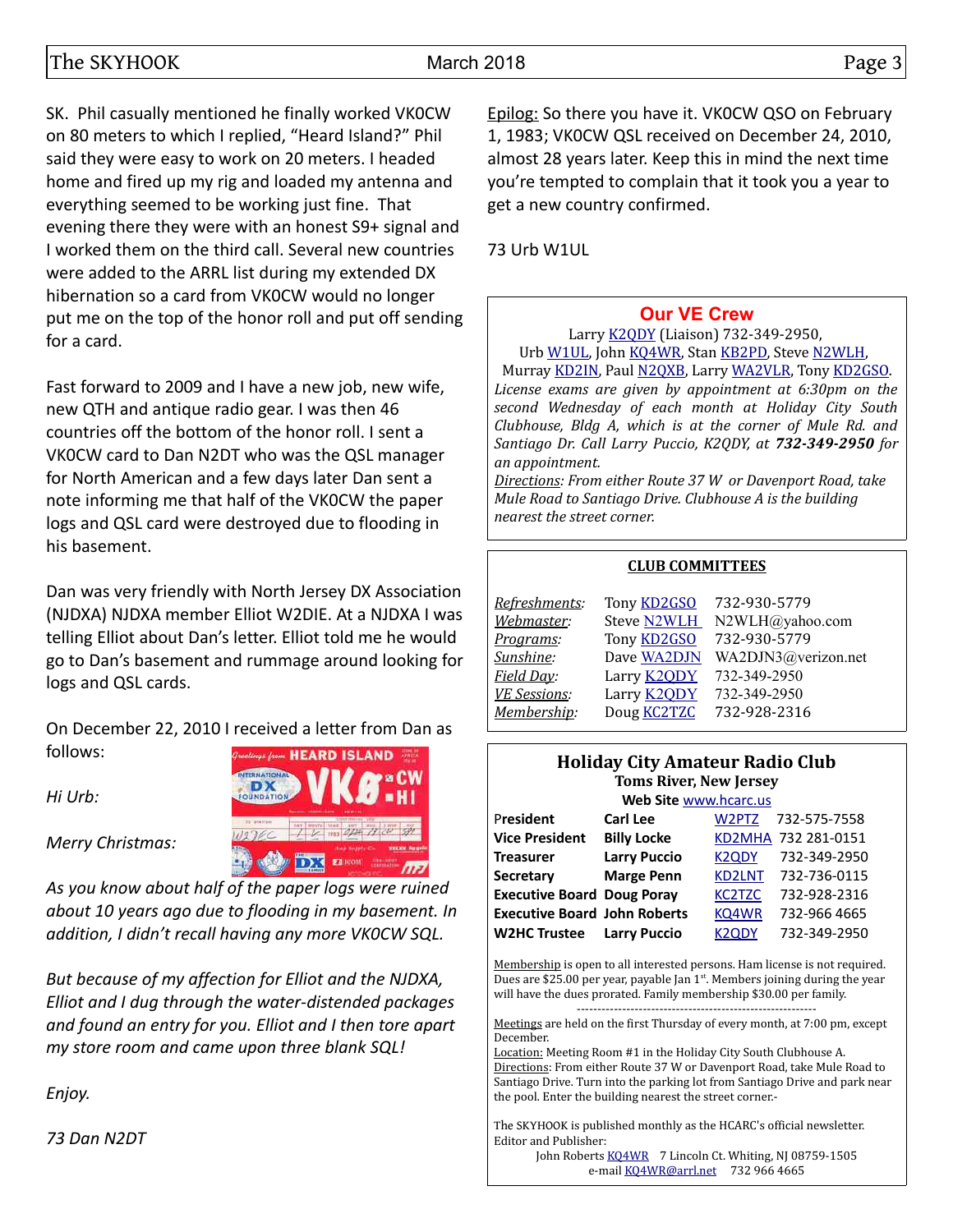SK. Phil casually mentioned he finally worked VK0CW on 80 meters to which I replied, "Heard Island?" Phil said they were easy to work on 20 meters. I headed home and fired up my rig and loaded my antenna and everything seemed to be working just fine. That evening there they were with an honest S9+ signal and I worked them on the third call. Several new countries were added to the ARRL list during my extended DX hibernation so a card from VK0CW would no longer put me on the top of the honor roll and put off sending for a card.

Fast forward to 2009 and I have a new job, new wife, new QTH and antique radio gear. I was then 46 countries off the bottom of the honor roll. I sent a VK0CW card to Dan N2DT who was the QSL manager for North American and a few days later Dan sent a note informing me that half of the VK0CW the paper logs and QSL card were destroyed due to flooding in his basement.

Dan was very friendly with North Jersey DX Association (NJDXA) NJDXA member Elliot W2DIE. At a NJDXA I was telling Elliot about Dan's letter. Elliot told me he would go to Dan's basement and rummage around looking for logs and QSL cards.

On December 22, 2010 I received a letter from Dan as follows:

*Hi Urb:*

*Merry Christmas:*

*As you know about half of the paper logs were ruined about 10 years ago due to flooding in my basement. In addition, I didn't recall having any more VK0CW SQL.*

*But because of my affection for Elliot and the NJDXA, Elliot and I dug through the water-distended packages and found an entry for you. Elliot and I then tore apart my store room and came upon three blank SQL!*

*Enjoy.*

*73 Dan N2DT*

Epilog: So there you have it. VK0CW QSO on February 1, 1983; VK0CW QSL received on December 24, 2010, almost 28 years later. Keep this in mind the next time you're tempted to complain that it took you a year to get a new country confirmed.

73 Urb W1UL

## Our VE Crew

Larry K2QDY (Liaison) 732-349-2950,
Urb W1UL, John KQ4WR, Stan KB2PD, Steve N2WLH, Murray KD2IN, Paul N2QXB, Larry WA2VLR, Tony KD2GSO.

*License exams are given by appointment at 6:30pm on the second Wednesday of each month at Holiday City South Clubhouse, Bldg A, which is at the corner of Mule Rd. and Santiago Dr. Call Larry Puccio, K2QDY, at **732-349-2950** for an appointment.*

*Directions: From either Route 37 W or Davenport Road, take Mule Road to Santiago Drive. Clubhouse A is the building nearest the street corner.*

## CLUB COMMITTEES

| | | |
|---|---|---|
| *Refreshments:* | Tony KD2GSO | 732-930-5779 |
| *Webmaster:* | Steve N2WLH | N2WLH@yahoo.com |
| *Programs:* | Tony KD2GSO | 732-930-5779 |
| *Sunshine:* | Dave WA2DJN | WA2DJN3@verizon.net |
| *Field Day:* | Larry K2QDY | 732-349-2950 |
| *VE Sessions:* | Larry K2QDY | 732-349-2950 |
| *Membership:* | Doug KC2TZC | 732-928-2316 |

## Holiday City Amateur Radio Club

**Toms River, New Jersey**

**Web Site** www.hcarc.us

| | | | |
|---|---|---|---|
| **President** | **Carl Lee** | W2PTZ | 732-575-7558 |
| **Vice President** | **Billy Locke** | KD2MHA | 732 281-0151 |
| **Treasurer** | **Larry Puccio** | K2QDY | 732-349-2950 |
| **Secretary** | **Marge Penn** | KD2LNT | 732-736-0115 |
| **Executive Board** | **Doug Poray** | KC2TZC | 732-928-2316 |
| **Executive Board** | **John Roberts** | KQ4WR | 732-966 4665 |
| **W2HC Trustee** | **Larry Puccio** | K2QDY | 732-349-2950 |

Membership is open to all interested persons. Ham license is not required. Dues are $25.00 per year, payable Jan 1st. Members joining during the year will have the dues prorated. Family membership $30.00 per family.

---

Meetings are held on the first Thursday of every month, at 7:00 pm, except December.
Location: Meeting Room #1 in the Holiday City South Clubhouse A.
Directions: From either Route 37 W or Davenport Road, take Mule Road to Santiago Drive. Turn into the parking lot from Santiago Drive and park near the pool. Enter the building nearest the street corner.-

The SKYHOOK is published monthly as the HCARC's official newsletter.
Editor and Publisher:
John Roberts KQ4WR 7 Lincoln Ct. Whiting, NJ 08759-1505
e-mail KQ4WR@arrl.net 732 966 4665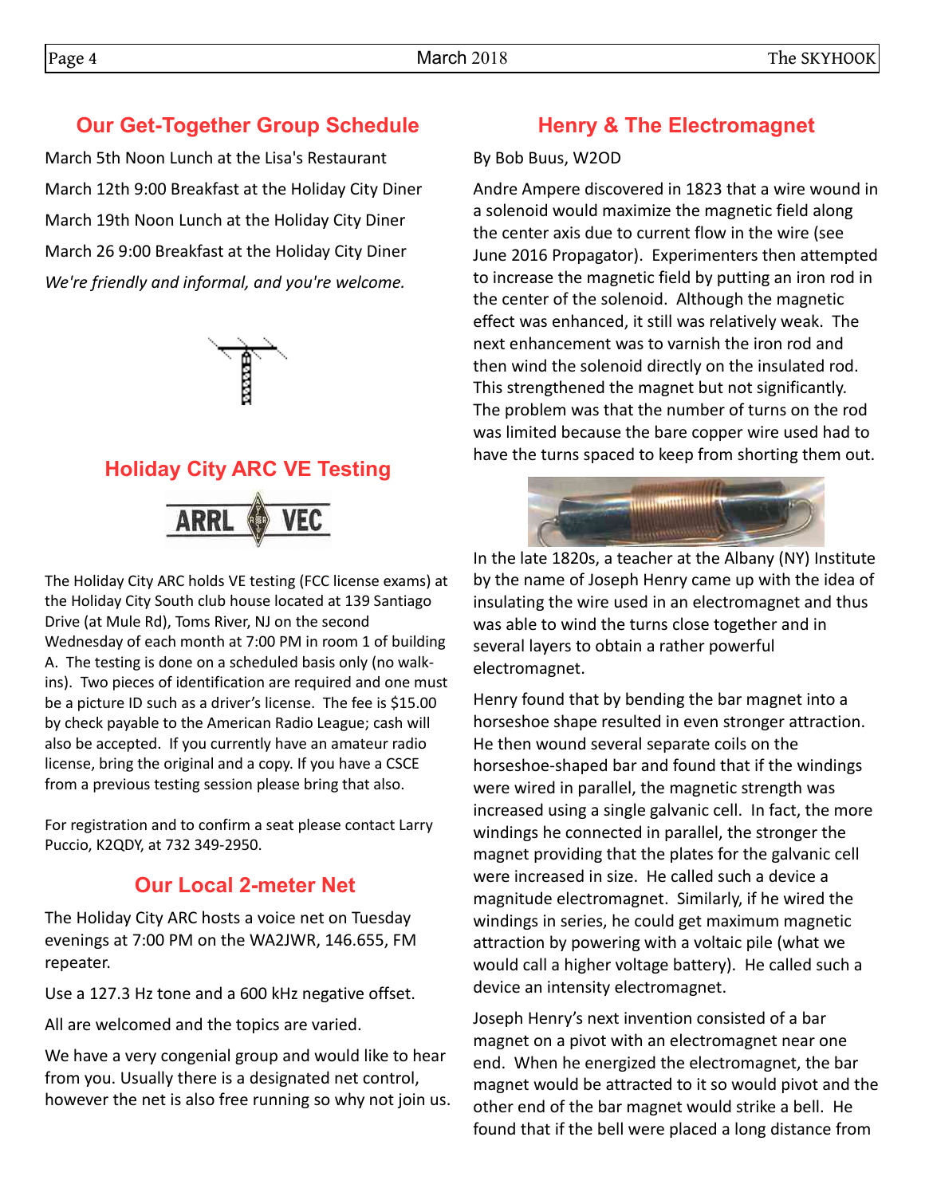## Our Get-Together Group Schedule

March 5th Noon Lunch at the Lisa's Restaurant

March 12th 9:00 Breakfast at the Holiday City Diner

March 19th Noon Lunch at the Holiday City Diner

March 26 9:00 Breakfast at the Holiday City Diner

*We're friendly and informal, and you're welcome.*

## Holiday City ARC VE Testing

The Holiday City ARC holds VE testing (FCC license exams) at the Holiday City South club house located at 139 Santiago Drive (at Mule Rd), Toms River, NJ on the second Wednesday of each month at 7:00 PM in room 1 of building A. The testing is done on a scheduled basis only (no walk-ins). Two pieces of identification are required and one must be a picture ID such as a driver's license. The fee is $15.00 by check payable to the American Radio League; cash will also be accepted. If you currently have an amateur radio license, bring the original and a copy. If you have a CSCE from a previous testing session please bring that also.

For registration and to confirm a seat please contact Larry Puccio, K2QDY, at 732 349-2950.

## Our Local 2-meter Net

The Holiday City ARC hosts a voice net on Tuesday evenings at 7:00 PM on the WA2JWR, 146.655, FM repeater.

Use a 127.3 Hz tone and a 600 kHz negative offset.

All are welcomed and the topics are varied.

We have a very congenial group and would like to hear from you. Usually there is a designated net control, however the net is also free running so why not join us.

## Henry & The Electromagnet

By Bob Buus, W2OD

Andre Ampere discovered in 1823 that a wire wound in a solenoid would maximize the magnetic field along the center axis due to current flow in the wire (see June 2016 Propagator). Experimenters then attempted to increase the magnetic field by putting an iron rod in the center of the solenoid. Although the magnetic effect was enhanced, it still was relatively weak. The next enhancement was to varnish the iron rod and then wind the solenoid directly on the insulated rod. This strengthened the magnet but not significantly. The problem was that the number of turns on the rod was limited because the bare copper wire used had to have the turns spaced to keep from shorting them out.

In the late 1820s, a teacher at the Albany (NY) Institute by the name of Joseph Henry came up with the idea of insulating the wire used in an electromagnet and thus was able to wind the turns close together and in several layers to obtain a rather powerful electromagnet.

Henry found that by bending the bar magnet into a horseshoe shape resulted in even stronger attraction. He then wound several separate coils on the horseshoe-shaped bar and found that if the windings were wired in parallel, the magnetic strength was increased using a single galvanic cell. In fact, the more windings he connected in parallel, the stronger the magnet providing that the plates for the galvanic cell were increased in size. He called such a device a magnitude electromagnet. Similarly, if he wired the windings in series, he could get maximum magnetic attraction by powering with a voltaic pile (what we would call a higher voltage battery). He called such a device an intensity electromagnet.

Joseph Henry's next invention consisted of a bar magnet on a pivot with an electromagnet near one end. When he energized the electromagnet, the bar magnet would be attracted to it so would pivot and the other end of the bar magnet would strike a bell. He found that if the bell were placed a long distance from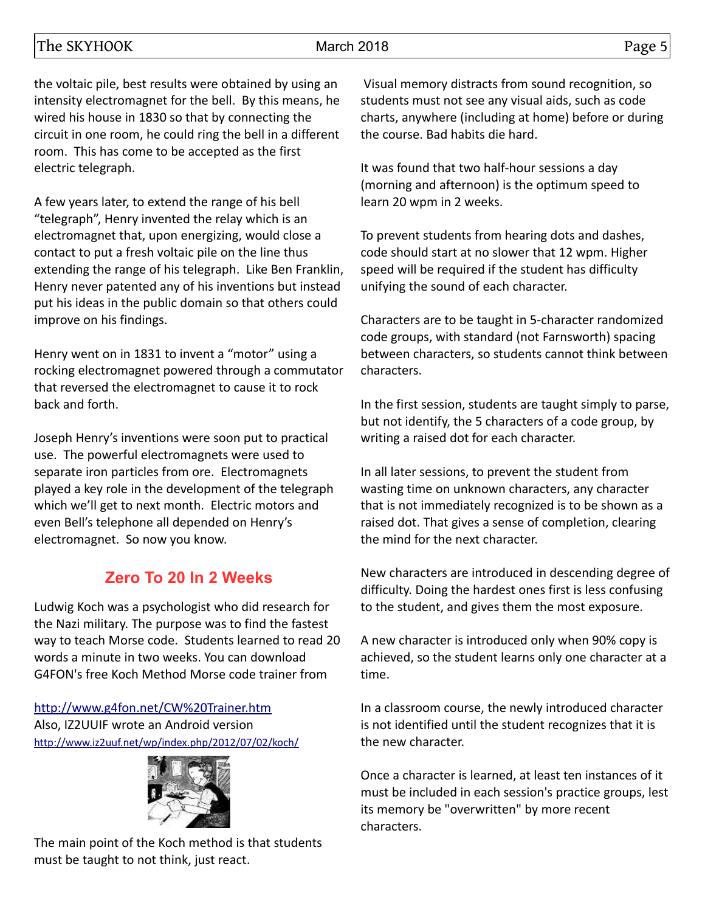the voltaic pile, best results were obtained by using an intensity electromagnet for the bell. By this means, he wired his house in 1830 so that by connecting the circuit in one room, he could ring the bell in a different room. This has come to be accepted as the first electric telegraph.

A few years later, to extend the range of his bell "telegraph", Henry invented the relay which is an electromagnet that, upon energizing, would close a contact to put a fresh voltaic pile on the line thus extending the range of his telegraph. Like Ben Franklin, Henry never patented any of his inventions but instead put his ideas in the public domain so that others could improve on his findings.

Henry went on in 1831 to invent a "motor" using a rocking electromagnet powered through a commutator that reversed the electromagnet to cause it to rock back and forth.

Joseph Henry's inventions were soon put to practical use. The powerful electromagnets were used to separate iron particles from ore. Electromagnets played a key role in the development of the telegraph which we'll get to next month. Electric motors and even Bell's telephone all depended on Henry's electromagnet. So now you know.

## Zero To 20 In 2 Weeks

Ludwig Koch was a psychologist who did research for the Nazi military. The purpose was to find the fastest way to teach Morse code. Students learned to read 20 words a minute in two weeks. You can download G4FON's free Koch Method Morse code trainer from

http://www.g4fon.net/CW%20Trainer.htm
Also, IZ2UUIF wrote an Android version
http://www.iz2uuf.net/wp/index.php/2012/07/02/koch/

The main point of the Koch method is that students must be taught to not think, just react.

Visual memory distracts from sound recognition, so students must not see any visual aids, such as code charts, anywhere (including at home) before or during the course. Bad habits die hard.

It was found that two half-hour sessions a day (morning and afternoon) is the optimum speed to learn 20 wpm in 2 weeks.

To prevent students from hearing dots and dashes, code should start at no slower that 12 wpm. Higher speed will be required if the student has difficulty unifying the sound of each character.

Characters are to be taught in 5-character randomized code groups, with standard (not Farnsworth) spacing between characters, so students cannot think between characters.

In the first session, students are taught simply to parse, but not identify, the 5 characters of a code group, by writing a raised dot for each character.

In all later sessions, to prevent the student from wasting time on unknown characters, any character that is not immediately recognized is to be shown as a raised dot. That gives a sense of completion, clearing the mind for the next character.

New characters are introduced in descending degree of difficulty. Doing the hardest ones first is less confusing to the student, and gives them the most exposure.

A new character is introduced only when 90% copy is achieved, so the student learns only one character at a time.

In a classroom course, the newly introduced character is not identified until the student recognizes that it is the new character.

Once a character is learned, at least ten instances of it must be included in each session's practice groups, lest its memory be "overwritten" by more recent characters.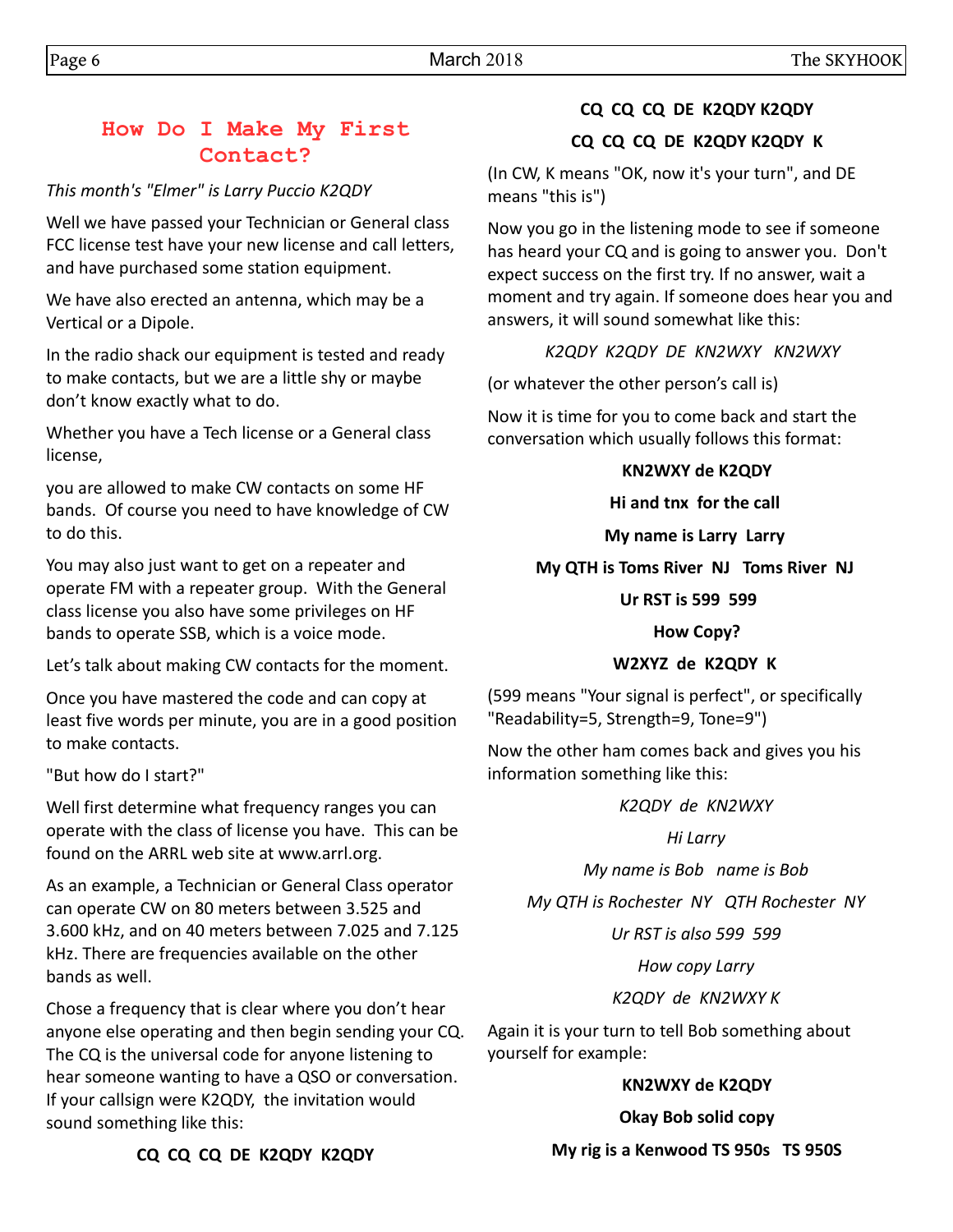## How Do I Make My First Contact?

*This month's "Elmer" is Larry Puccio K2QDY*

Well we have passed your Technician or General class FCC license test have your new license and call letters, and have purchased some station equipment.

We have also erected an antenna, which may be a Vertical or a Dipole.

In the radio shack our equipment is tested and ready to make contacts, but we are a little shy or maybe don't know exactly what to do.

Whether you have a Tech license or a General class license,

you are allowed to make CW contacts on some HF bands. Of course you need to have knowledge of CW to do this.

You may also just want to get on a repeater and operate FM with a repeater group. With the General class license you also have some privileges on HF bands to operate SSB, which is a voice mode.

Let's talk about making CW contacts for the moment.

Once you have mastered the code and can copy at least five words per minute, you are in a good position to make contacts.

"But how do I start?"

Well first determine what frequency ranges you can operate with the class of license you have. This can be found on the ARRL web site at www.arrl.org.

As an example, a Technician or General Class operator can operate CW on 80 meters between 3.525 and 3.600 kHz, and on 40 meters between 7.025 and 7.125 kHz. There are frequencies available on the other bands as well.

Chose a frequency that is clear where you don't hear anyone else operating and then begin sending your CQ. The CQ is the universal code for anyone listening to hear someone wanting to have a QSO or conversation. If your callsign were K2QDY, the invitation would sound something like this:

**CQ CQ CQ DE K2QDY K2QDY**

**CQ CQ CQ DE K2QDY K2QDY**

**CQ CQ CQ DE K2QDY K2QDY K**

(In CW, K means "OK, now it's your turn", and DE means "this is")

Now you go in the listening mode to see if someone has heard your CQ and is going to answer you. Don't expect success on the first try. If no answer, wait a moment and try again. If someone does hear you and answers, it will sound somewhat like this:

*K2QDY K2QDY DE KN2WXY KN2WXY*

(or whatever the other person's call is)

Now it is time for you to come back and start the conversation which usually follows this format:

**KN2WXY de K2QDY**

**Hi and tnx for the call**

**My name is Larry Larry**

**My QTH is Toms River NJ Toms River NJ**

**Ur RST is 599 599**

**How Copy?**

**W2XYZ de K2QDY K**

(599 means "Your signal is perfect", or specifically "Readability=5, Strength=9, Tone=9")

Now the other ham comes back and gives you his information something like this:

*K2QDY de KN2WXY*

*Hi Larry*

*My name is Bob name is Bob*

*My QTH is Rochester NY QTH Rochester NY*

*Ur RST is also 599 599*

*How copy Larry*

*K2QDY de KN2WXY K*

Again it is your turn to tell Bob something about yourself for example:

**KN2WXY de K2QDY**

**Okay Bob solid copy**

**My rig is a Kenwood TS 950s TS 950S**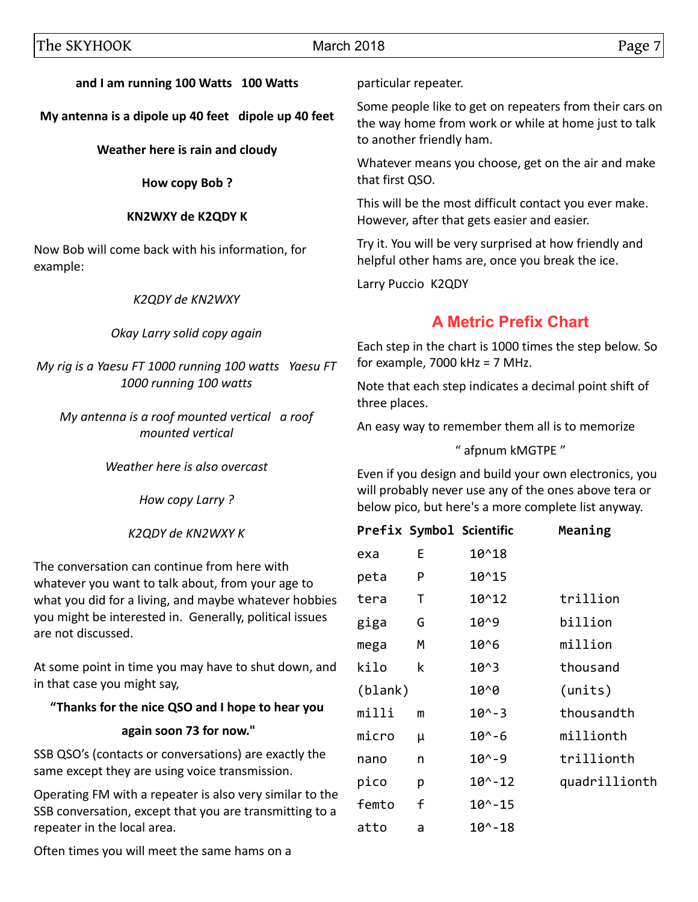**and I am running 100 Watts   100 Watts**

**My antenna is a dipole up 40 feet   dipole up 40 feet**

**Weather here is rain and cloudy**

**How copy Bob ?**

**KN2WXY de K2QDY K**

Now Bob will come back with his information, for example:

*K2QDY de KN2WXY*

*Okay Larry solid copy again*

*My rig is a Yaesu FT 1000 running 100 watts   Yaesu FT 1000 running 100 watts*

*My antenna is a roof mounted vertical   a roof mounted vertical*

*Weather here is also overcast*

*How copy Larry ?*

*K2QDY de KN2WXY K*

The conversation can continue from here with whatever you want to talk about, from your age to what you did for a living, and maybe whatever hobbies you might be interested in.  Generally, political issues are not discussed.

At some point in time you may have to shut down, and in that case you might say,

**"Thanks for the nice QSO and I hope to hear you again soon 73 for now."**

SSB QSO's (contacts or conversations) are exactly the same except they are using voice transmission.

Operating FM with a repeater is also very similar to the SSB conversation, except that you are transmitting to a repeater in the local area.

Often times you will meet the same hams on a particular repeater.

Some people like to get on repeaters from their cars on the way home from work or while at home just to talk to another friendly ham.

Whatever means you choose, get on the air and make that first QSO.

This will be the most difficult contact you ever make. However, after that gets easier and easier.

Try it. You will be very surprised at how friendly and helpful other hams are, once you break the ice.

Larry Puccio  K2QDY

## A Metric Prefix Chart

Each step in the chart is 1000 times the step below. So for example, 7000 kHz = 7 MHz.

Note that each step indicates a decimal point shift of three places.

An easy way to remember them all is to memorize

" afpnum kMGTPE "

Even if you design and build your own electronics, you will probably never use any of the ones above tera or below pico, but here's a more complete list anyway.

| Prefix | Symbol | Scientific | Meaning |
|---|---|---|---|
| exa | E | 10^18 | |
| peta | P | 10^15 | |
| tera | T | 10^12 | trillion |
| giga | G | 10^9 | billion |
| mega | M | 10^6 | million |
| kilo | k | 10^3 | thousand |
| (blank) | | 10^0 | (units) |
| milli | m | 10^-3 | thousandth |
| micro | µ | 10^-6 | millionth |
| nano | n | 10^-9 | trillionth |
| pico | p | 10^-12 | quadrillionth |
| femto | f | 10^-15 | |
| atto | a | 10^-18 | |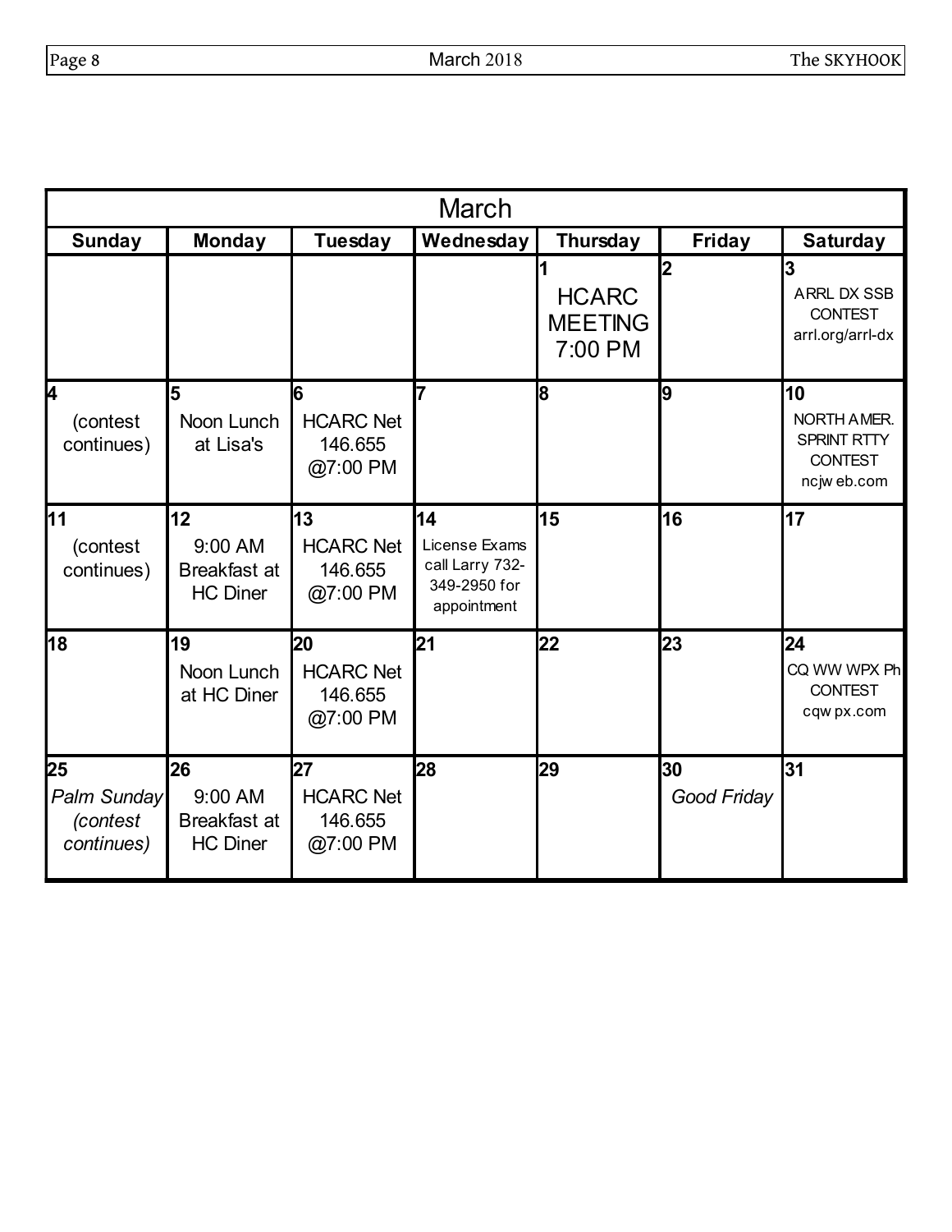| March | | | | | | |
|---|---|---|---|---|---|---|
| **Sunday** | **Monday** | **Tuesday** | **Wednesday** | **Thursday** | **Friday** | **Saturday** |
| | | | | **1** HCARC MEETING 7:00 PM | **2** | **3** ARRL DX SSB CONTEST arrl.org/arrl-dx |
| **4** (contest continues) | **5** Noon Lunch at Lisa's | **6** HCARC Net 146.655 @7:00 PM | **7** | **8** | **9** | **10** NORTH AMER. SPRINT RTTY CONTEST ncjweb.com |
| **11** (contest continues) | **12** 9:00 AM Breakfast at HC Diner | **13** HCARC Net 146.655 @7:00 PM | **14** License Exams call Larry 732-349-2950 for appointment | **15** | **16** | **17** |
| **18** | **19** Noon Lunch at HC Diner | **20** HCARC Net 146.655 @7:00 PM | **21** | **22** | **23** | **24** CQ WW WPX Ph CONTEST cqwpx.com |
| **25** *Palm Sunday (contest continues)* | **26** 9:00 AM Breakfast at HC Diner | **27** HCARC Net 146.655 @7:00 PM | **28** | **29** | **30** *Good Friday* | **31** |